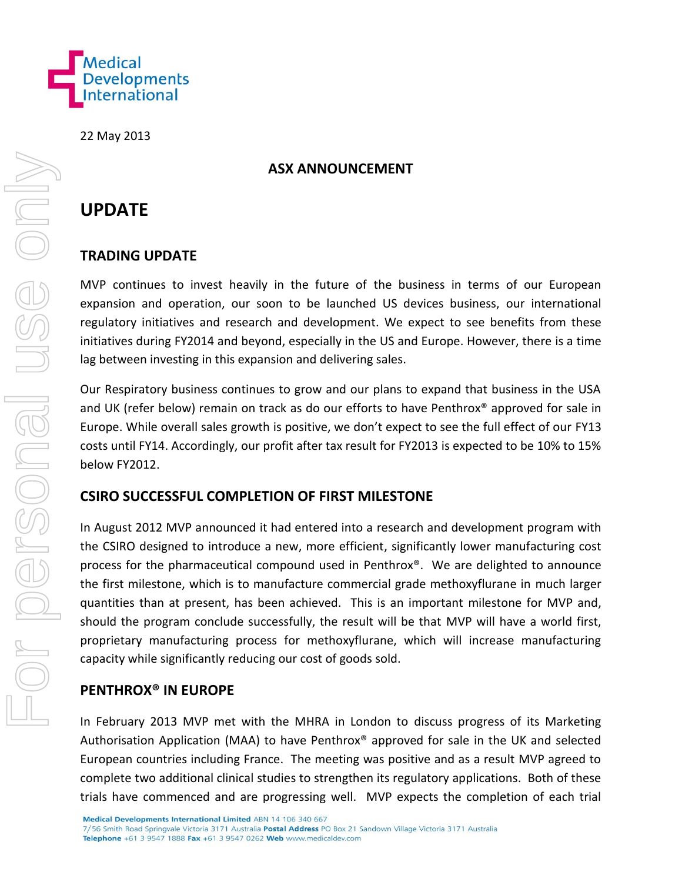22 May 2013

**ASX ANNOUNCEMENT**

# UPDATE

## TRADING UPDATE

MVP continues to invest heavily in the future of the business in terms of our European expansion and operation, our soon to be launched US devices business, our international regulatory initiatives and research and development. We expect to see benefits from these initiatives during FY2014 and beyond, especially in the US and Europe. However, there is a time lag between investing in this expansion and delivering sales.

Our Respiratory business continues to grow and our plans to expand that business in the USA and UK (refer below) remain on track as do our efforts to have Penthrox® approved for sale in Europe. While overall sales growth is positive, we don't expect to see the full effect of our FY13 costs until FY14. Accordingly, our profit after tax result for FY2013 is expected to be 10% to 15% below FY2012.

## CSIRO SUCCESSFUL COMPLETION OF FIRST MILESTONE

In August 2012 MVP announced it had entered into a research and development program with the CSIRO designed to introduce a new, more efficient, significantly lower manufacturing cost process for the pharmaceutical compound used in Penthrox®. We are delighted to announce the first milestone, which is to manufacture commercial grade methoxyflurane in much larger quantities than at present, has been achieved. This is an important milestone for MVP and, should the program conclude successfully, the result will be that MVP will have a world first, proprietary manufacturing process for methoxyflurane, which will increase manufacturing capacity while significantly reducing our cost of goods sold.

## PENTHROX® IN EUROPE

In February 2013 MVP met with the MHRA in London to discuss progress of its Marketing Authorisation Application (MAA) to have Penthrox® approved for sale in the UK and selected European countries including France. The meeting was positive and as a result MVP agreed to complete two additional clinical studies to strengthen its regulatory applications. Both of these trials have commenced and are progressing well. MVP expects the completion of each trial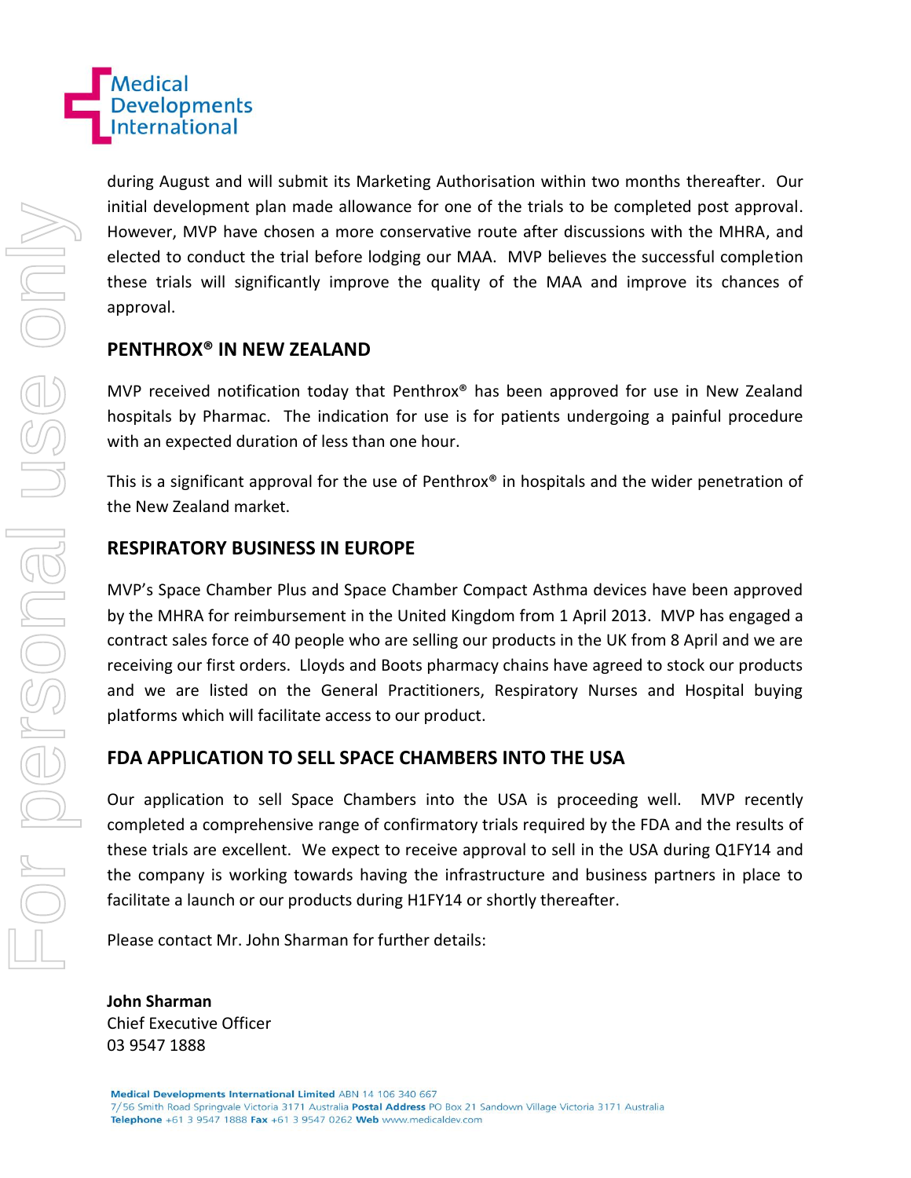during August and will submit its Marketing Authorisation within two months thereafter. Our initial development plan made allowance for one of the trials to be completed post approval. However, MVP have chosen a more conservative route after discussions with the MHRA, and elected to conduct the trial before lodging our MAA. MVP believes the successful completion these trials will significantly improve the quality of the MAA and improve its chances of approval.

## PENTHROX® IN NEW ZEALAND

MVP received notification today that Penthrox® has been approved for use in New Zealand hospitals by Pharmac. The indication for use is for patients undergoing a painful procedure with an expected duration of less than one hour.

This is a significant approval for the use of Penthrox® in hospitals and the wider penetration of the New Zealand market.

## RESPIRATORY BUSINESS IN EUROPE

MVP's Space Chamber Plus and Space Chamber Compact Asthma devices have been approved by the MHRA for reimbursement in the United Kingdom from 1 April 2013. MVP has engaged a contract sales force of 40 people who are selling our products in the UK from 8 April and we are receiving our first orders. Lloyds and Boots pharmacy chains have agreed to stock our products and we are listed on the General Practitioners, Respiratory Nurses and Hospital buying platforms which will facilitate access to our product.

## FDA APPLICATION TO SELL SPACE CHAMBERS INTO THE USA

Our application to sell Space Chambers into the USA is proceeding well. MVP recently completed a comprehensive range of confirmatory trials required by the FDA and the results of these trials are excellent. We expect to receive approval to sell in the USA during Q1FY14 and the company is working towards having the infrastructure and business partners in place to facilitate a launch or our products during H1FY14 or shortly thereafter.

Please contact Mr. John Sharman for further details:

**John Sharman**
Chief Executive Officer
03 9547 1888

**Medical Developments International Limited** ABN 14 106 340 667
7/56 Smith Road Springvale Victoria 3171 Australia **Postal Address** PO Box 21 Sandown Village Victoria 3171 Australia
**Telephone** +61 3 9547 1888 **Fax** +61 3 9547 0262 **Web** www.medicaldev.com